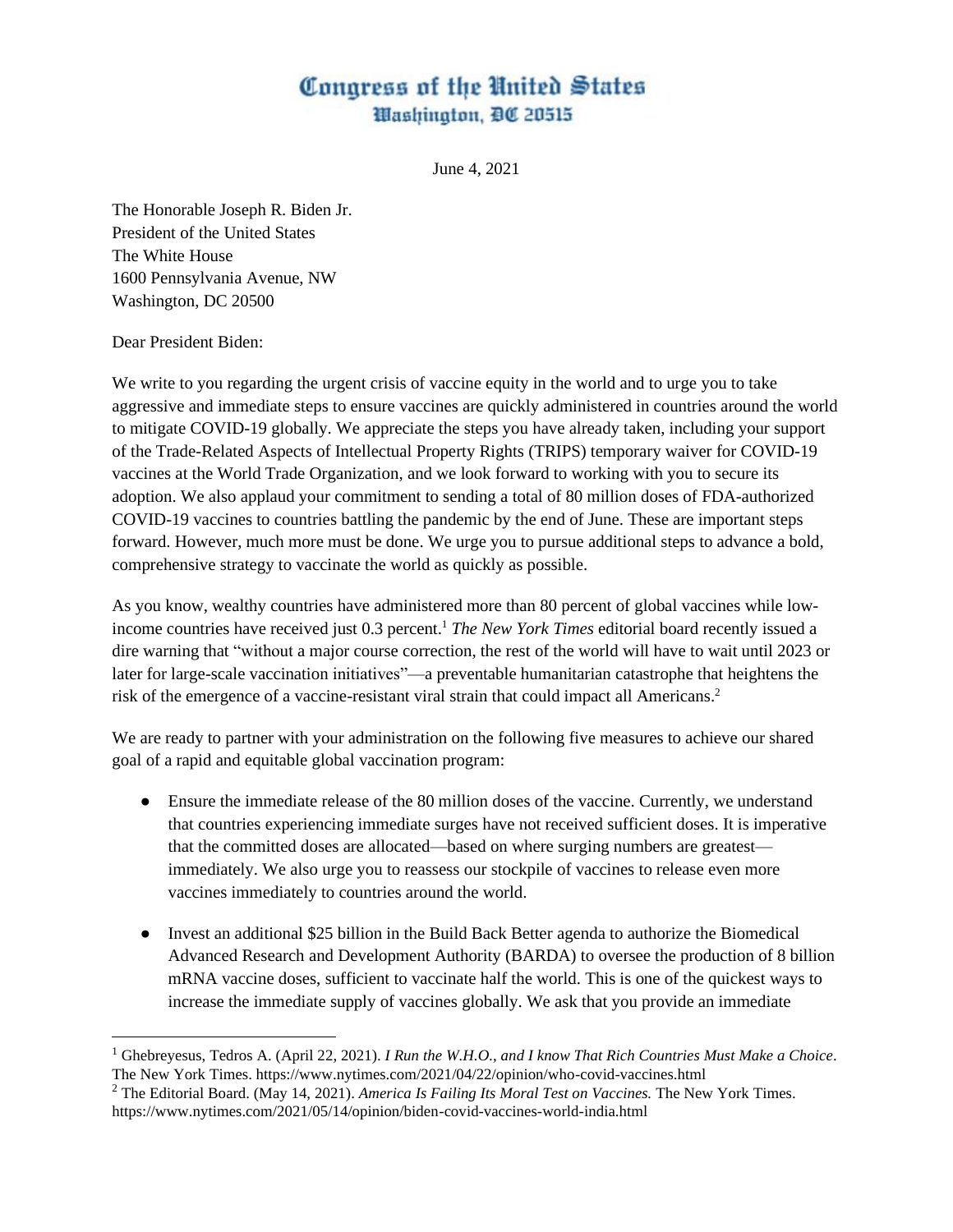# Congress of the United States
## Washington, DC 20515

June 4, 2021

The Honorable Joseph R. Biden Jr.
President of the United States
The White House
1600 Pennsylvania Avenue, NW
Washington, DC 20500

Dear President Biden:

We write to you regarding the urgent crisis of vaccine equity in the world and to urge you to take aggressive and immediate steps to ensure vaccines are quickly administered in countries around the world to mitigate COVID-19 globally. We appreciate the steps you have already taken, including your support of the Trade-Related Aspects of Intellectual Property Rights (TRIPS) temporary waiver for COVID-19 vaccines at the World Trade Organization, and we look forward to working with you to secure its adoption. We also applaud your commitment to sending a total of 80 million doses of FDA-authorized COVID-19 vaccines to countries battling the pandemic by the end of June. These are important steps forward. However, much more must be done. We urge you to pursue additional steps to advance a bold, comprehensive strategy to vaccinate the world as quickly as possible.

As you know, wealthy countries have administered more than 80 percent of global vaccines while low-income countries have received just 0.3 percent.[1] *The New York Times* editorial board recently issued a dire warning that "without a major course correction, the rest of the world will have to wait until 2023 or later for large-scale vaccination initiatives"—a preventable humanitarian catastrophe that heightens the risk of the emergence of a vaccine-resistant viral strain that could impact all Americans.[2]

We are ready to partner with your administration on the following five measures to achieve our shared goal of a rapid and equitable global vaccination program:

- Ensure the immediate release of the 80 million doses of the vaccine. Currently, we understand that countries experiencing immediate surges have not received sufficient doses. It is imperative that the committed doses are allocated—based on where surging numbers are greatest—immediately. We also urge you to reassess our stockpile of vaccines to release even more vaccines immediately to countries around the world.

- Invest an additional $25 billion in the Build Back Better agenda to authorize the Biomedical Advanced Research and Development Authority (BARDA) to oversee the production of 8 billion mRNA vaccine doses, sufficient to vaccinate half the world. This is one of the quickest ways to increase the immediate supply of vaccines globally. We ask that you provide an immediate

---

[1] Ghebreyesus, Tedros A. (April 22, 2021). *I Run the W.H.O., and I know That Rich Countries Must Make a Choice*. The New York Times. https://www.nytimes.com/2021/04/22/opinion/who-covid-vaccines.html

[2] The Editorial Board. (May 14, 2021). *America Is Failing Its Moral Test on Vaccines.* The New York Times. https://www.nytimes.com/2021/05/14/opinion/biden-covid-vaccines-world-india.html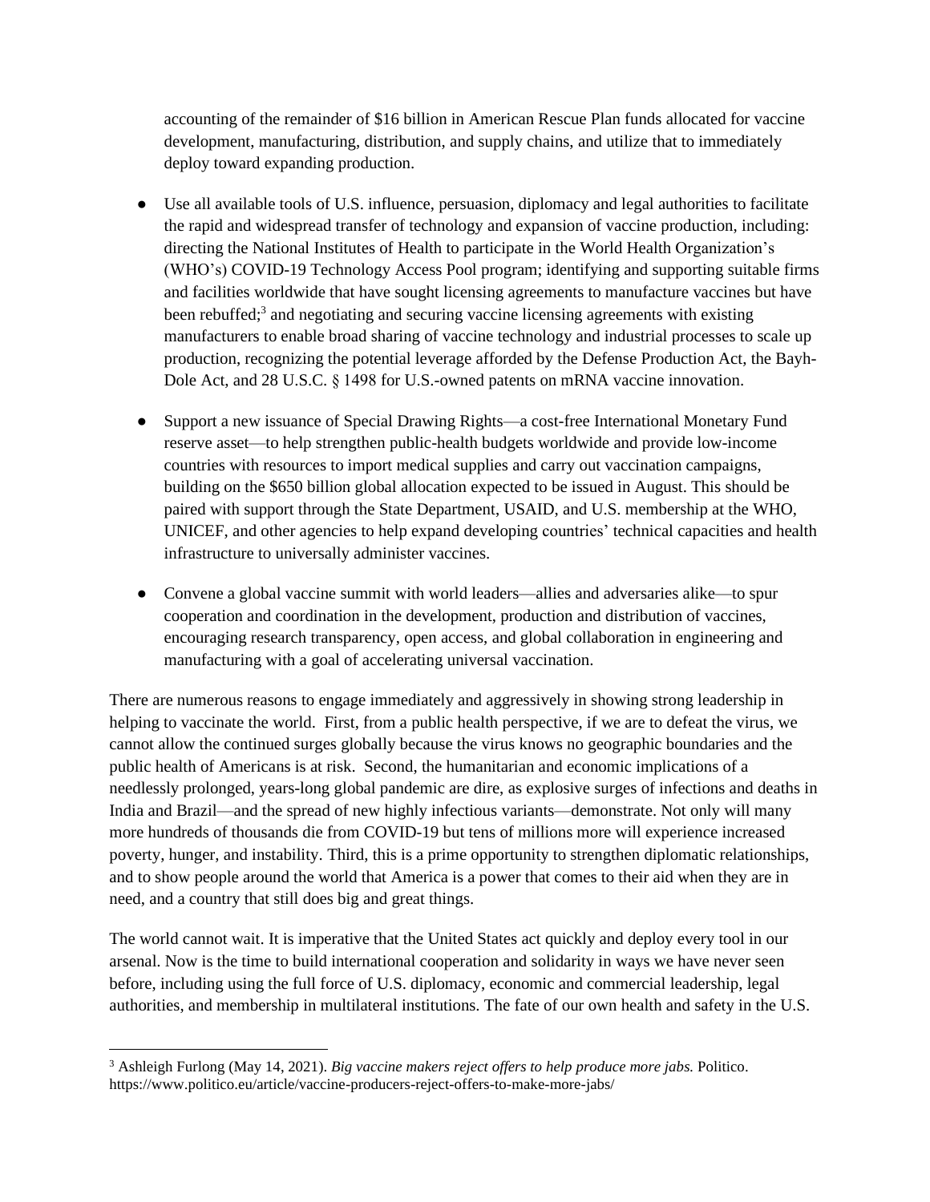accounting of the remainder of $16 billion in American Rescue Plan funds allocated for vaccine development, manufacturing, distribution, and supply chains, and utilize that to immediately deploy toward expanding production.

- Use all available tools of U.S. influence, persuasion, diplomacy and legal authorities to facilitate the rapid and widespread transfer of technology and expansion of vaccine production, including: directing the National Institutes of Health to participate in the World Health Organization's (WHO's) COVID-19 Technology Access Pool program; identifying and supporting suitable firms and facilities worldwide that have sought licensing agreements to manufacture vaccines but have been rebuffed;[3] and negotiating and securing vaccine licensing agreements with existing manufacturers to enable broad sharing of vaccine technology and industrial processes to scale up production, recognizing the potential leverage afforded by the Defense Production Act, the Bayh-Dole Act, and 28 U.S.C. § 1498 for U.S.-owned patents on mRNA vaccine innovation.

- Support a new issuance of Special Drawing Rights—a cost-free International Monetary Fund reserve asset—to help strengthen public-health budgets worldwide and provide low-income countries with resources to import medical supplies and carry out vaccination campaigns, building on the $650 billion global allocation expected to be issued in August. This should be paired with support through the State Department, USAID, and U.S. membership at the WHO, UNICEF, and other agencies to help expand developing countries' technical capacities and health infrastructure to universally administer vaccines.

- Convene a global vaccine summit with world leaders—allies and adversaries alike—to spur cooperation and coordination in the development, production and distribution of vaccines, encouraging research transparency, open access, and global collaboration in engineering and manufacturing with a goal of accelerating universal vaccination.

There are numerous reasons to engage immediately and aggressively in showing strong leadership in helping to vaccinate the world. First, from a public health perspective, if we are to defeat the virus, we cannot allow the continued surges globally because the virus knows no geographic boundaries and the public health of Americans is at risk. Second, the humanitarian and economic implications of a needlessly prolonged, years-long global pandemic are dire, as explosive surges of infections and deaths in India and Brazil—and the spread of new highly infectious variants—demonstrate. Not only will many more hundreds of thousands die from COVID-19 but tens of millions more will experience increased poverty, hunger, and instability. Third, this is a prime opportunity to strengthen diplomatic relationships, and to show people around the world that America is a power that comes to their aid when they are in need, and a country that still does big and great things.

The world cannot wait. It is imperative that the United States act quickly and deploy every tool in our arsenal. Now is the time to build international cooperation and solidarity in ways we have never seen before, including using the full force of U.S. diplomacy, economic and commercial leadership, legal authorities, and membership in multilateral institutions. The fate of our own health and safety in the U.S.

---

[3] Ashleigh Furlong (May 14, 2021). *Big vaccine makers reject offers to help produce more jabs.* Politico. https://www.politico.eu/article/vaccine-producers-reject-offers-to-make-more-jabs/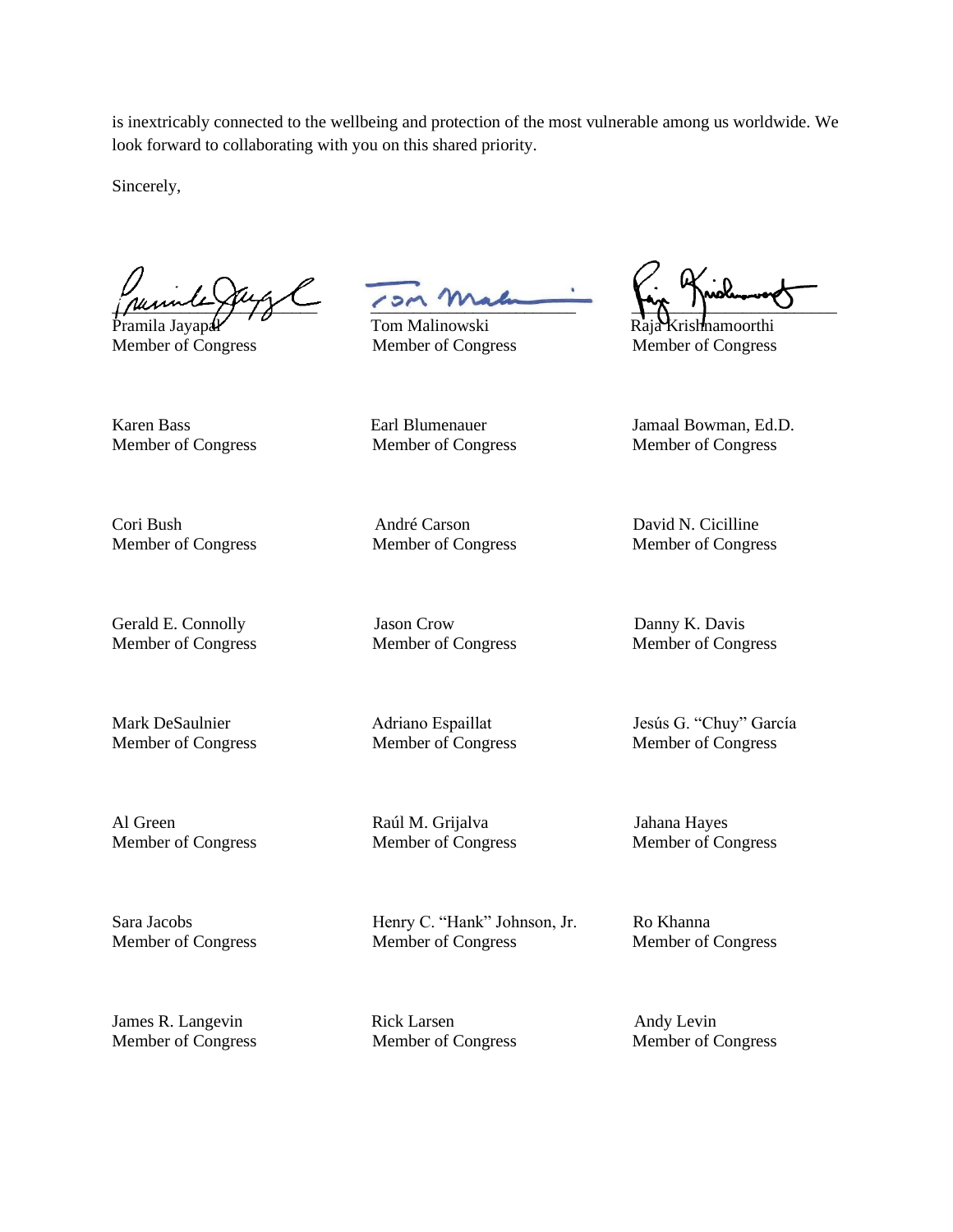is inextricably connected to the wellbeing and protection of the most vulnerable among us worldwide. We look forward to collaborating with you on this shared priority.

Sincerely,

| | | |
|---|---|---|
| Pramila Jayapal<br>Member of Congress | Tom Malinowski<br>Member of Congress | Raja Krishnamoorthi<br>Member of Congress |
| Karen Bass<br>Member of Congress | Earl Blumenauer<br>Member of Congress | Jamaal Bowman, Ed.D.<br>Member of Congress |
| Cori Bush<br>Member of Congress | André Carson<br>Member of Congress | David N. Cicilline<br>Member of Congress |
| Gerald E. Connolly<br>Member of Congress | Jason Crow<br>Member of Congress | Danny K. Davis<br>Member of Congress |
| Mark DeSaulnier<br>Member of Congress | Adriano Espaillat<br>Member of Congress | Jesús G. "Chuy" García<br>Member of Congress |
| Al Green<br>Member of Congress | Raúl M. Grijalva<br>Member of Congress | Jahana Hayes<br>Member of Congress |
| Sara Jacobs<br>Member of Congress | Henry C. "Hank" Johnson, Jr.<br>Member of Congress | Ro Khanna<br>Member of Congress |
| James R. Langevin<br>Member of Congress | Rick Larsen<br>Member of Congress | Andy Levin<br>Member of Congress |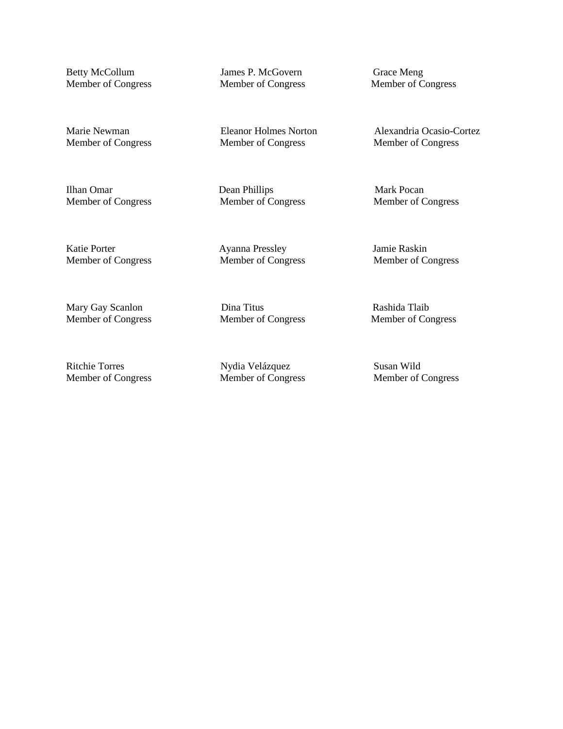Betty McCollum
Member of Congress

James P. McGovern
Member of Congress

Grace Meng
Member of Congress

Marie Newman
Member of Congress

Eleanor Holmes Norton
Member of Congress

Alexandria Ocasio-Cortez
Member of Congress

Ilhan Omar
Member of Congress

Dean Phillips
Member of Congress

Mark Pocan
Member of Congress

Katie Porter
Member of Congress

Ayanna Pressley
Member of Congress

Jamie Raskin
Member of Congress

Mary Gay Scanlon
Member of Congress

Dina Titus
Member of Congress

Rashida Tlaib
Member of Congress

Ritchie Torres
Member of Congress

Nydia Velázquez
Member of Congress

Susan Wild
Member of Congress